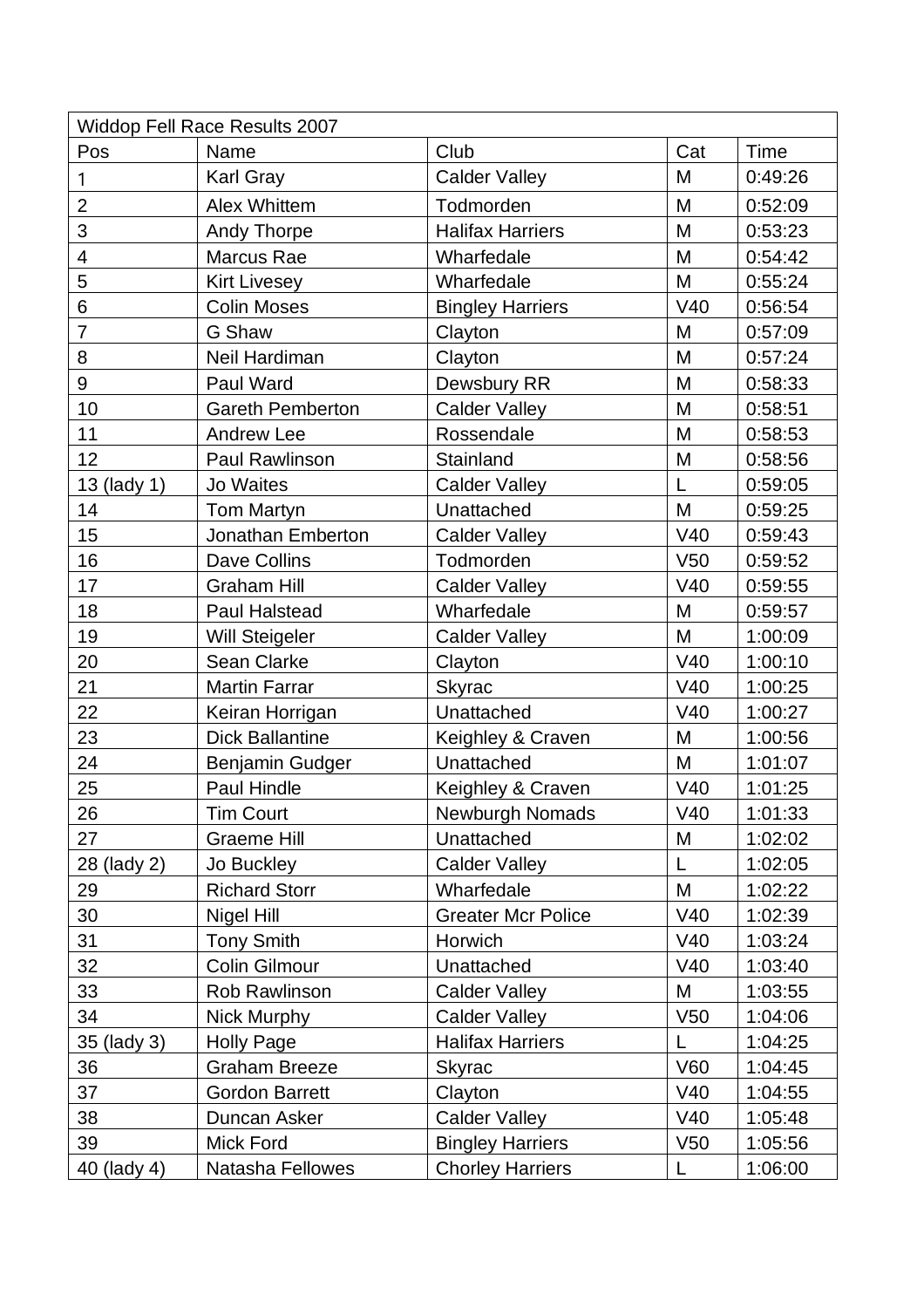| Widdop Fell Race Results 2007 | | | | |
|---|---|---|---|---|
| Pos | Name | Club | Cat | Time |
| 1 | Karl Gray | Calder Valley | M | 0:49:26 |
| 2 | Alex Whittem | Todmorden | M | 0:52:09 |
| 3 | Andy Thorpe | Halifax Harriers | M | 0:53:23 |
| 4 | Marcus Rae | Wharfedale | M | 0:54:42 |
| 5 | Kirt Livesey | Wharfedale | M | 0:55:24 |
| 6 | Colin Moses | Bingley Harriers | V40 | 0:56:54 |
| 7 | G Shaw | Clayton | M | 0:57:09 |
| 8 | Neil Hardiman | Clayton | M | 0:57:24 |
| 9 | Paul Ward | Dewsbury RR | M | 0:58:33 |
| 10 | Gareth Pemberton | Calder Valley | M | 0:58:51 |
| 11 | Andrew Lee | Rossendale | M | 0:58:53 |
| 12 | Paul Rawlinson | Stainland | M | 0:58:56 |
| 13 (lady 1) | Jo Waites | Calder Valley | L | 0:59:05 |
| 14 | Tom Martyn | Unattached | M | 0:59:25 |
| 15 | Jonathan Emberton | Calder Valley | V40 | 0:59:43 |
| 16 | Dave Collins | Todmorden | V50 | 0:59:52 |
| 17 | Graham Hill | Calder Valley | V40 | 0:59:55 |
| 18 | Paul Halstead | Wharfedale | M | 0:59:57 |
| 19 | Will Steigeler | Calder Valley | M | 1:00:09 |
| 20 | Sean Clarke | Clayton | V40 | 1:00:10 |
| 21 | Martin Farrar | Skyrac | V40 | 1:00:25 |
| 22 | Keiran Horrigan | Unattached | V40 | 1:00:27 |
| 23 | Dick Ballantine | Keighley & Craven | M | 1:00:56 |
| 24 | Benjamin Gudger | Unattached | M | 1:01:07 |
| 25 | Paul Hindle | Keighley & Craven | V40 | 1:01:25 |
| 26 | Tim Court | Newburgh Nomads | V40 | 1:01:33 |
| 27 | Graeme Hill | Unattached | M | 1:02:02 |
| 28 (lady 2) | Jo Buckley | Calder Valley | L | 1:02:05 |
| 29 | Richard Storr | Wharfedale | M | 1:02:22 |
| 30 | Nigel Hill | Greater Mcr Police | V40 | 1:02:39 |
| 31 | Tony Smith | Horwich | V40 | 1:03:24 |
| 32 | Colin Gilmour | Unattached | V40 | 1:03:40 |
| 33 | Rob Rawlinson | Calder Valley | M | 1:03:55 |
| 34 | Nick Murphy | Calder Valley | V50 | 1:04:06 |
| 35 (lady 3) | Holly Page | Halifax Harriers | L | 1:04:25 |
| 36 | Graham Breeze | Skyrac | V60 | 1:04:45 |
| 37 | Gordon Barrett | Clayton | V40 | 1:04:55 |
| 38 | Duncan Asker | Calder Valley | V40 | 1:05:48 |
| 39 | Mick Ford | Bingley Harriers | V50 | 1:05:56 |
| 40 (lady 4) | Natasha Fellowes | Chorley Harriers | L | 1:06:00 |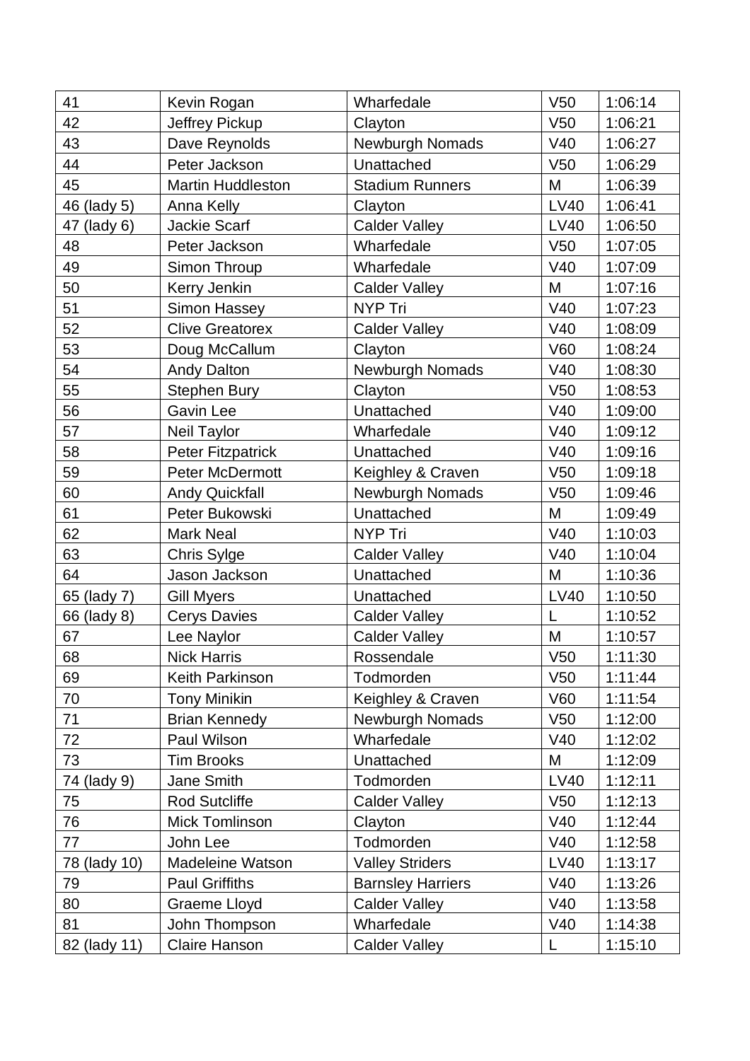| 41 | Kevin Rogan | Wharfedale | V50 | 1:06:14 |
|---|---|---|---|---|
| 42 | Jeffrey Pickup | Clayton | V50 | 1:06:21 |
| 43 | Dave Reynolds | Newburgh Nomads | V40 | 1:06:27 |
| 44 | Peter Jackson | Unattached | V50 | 1:06:29 |
| 45 | Martin Huddleston | Stadium Runners | M | 1:06:39 |
| 46 (lady 5) | Anna Kelly | Clayton | LV40 | 1:06:41 |
| 47 (lady 6) | Jackie Scarf | Calder Valley | LV40 | 1:06:50 |
| 48 | Peter Jackson | Wharfedale | V50 | 1:07:05 |
| 49 | Simon Throup | Wharfedale | V40 | 1:07:09 |
| 50 | Kerry Jenkin | Calder Valley | M | 1:07:16 |
| 51 | Simon Hassey | NYP Tri | V40 | 1:07:23 |
| 52 | Clive Greatorex | Calder Valley | V40 | 1:08:09 |
| 53 | Doug McCallum | Clayton | V60 | 1:08:24 |
| 54 | Andy Dalton | Newburgh Nomads | V40 | 1:08:30 |
| 55 | Stephen Bury | Clayton | V50 | 1:08:53 |
| 56 | Gavin Lee | Unattached | V40 | 1:09:00 |
| 57 | Neil Taylor | Wharfedale | V40 | 1:09:12 |
| 58 | Peter Fitzpatrick | Unattached | V40 | 1:09:16 |
| 59 | Peter McDermott | Keighley & Craven | V50 | 1:09:18 |
| 60 | Andy Quickfall | Newburgh Nomads | V50 | 1:09:46 |
| 61 | Peter Bukowski | Unattached | M | 1:09:49 |
| 62 | Mark Neal | NYP Tri | V40 | 1:10:03 |
| 63 | Chris Sylge | Calder Valley | V40 | 1:10:04 |
| 64 | Jason Jackson | Unattached | M | 1:10:36 |
| 65 (lady 7) | Gill Myers | Unattached | LV40 | 1:10:50 |
| 66 (lady 8) | Cerys Davies | Calder Valley | L | 1:10:52 |
| 67 | Lee Naylor | Calder Valley | M | 1:10:57 |
| 68 | Nick Harris | Rossendale | V50 | 1:11:30 |
| 69 | Keith Parkinson | Todmorden | V50 | 1:11:44 |
| 70 | Tony Minikin | Keighley & Craven | V60 | 1:11:54 |
| 71 | Brian Kennedy | Newburgh Nomads | V50 | 1:12:00 |
| 72 | Paul Wilson | Wharfedale | V40 | 1:12:02 |
| 73 | Tim Brooks | Unattached | M | 1:12:09 |
| 74 (lady 9) | Jane Smith | Todmorden | LV40 | 1:12:11 |
| 75 | Rod Sutcliffe | Calder Valley | V50 | 1:12:13 |
| 76 | Mick Tomlinson | Clayton | V40 | 1:12:44 |
| 77 | John Lee | Todmorden | V40 | 1:12:58 |
| 78 (lady 10) | Madeleine Watson | Valley Striders | LV40 | 1:13:17 |
| 79 | Paul Griffiths | Barnsley Harriers | V40 | 1:13:26 |
| 80 | Graeme Lloyd | Calder Valley | V40 | 1:13:58 |
| 81 | John Thompson | Wharfedale | V40 | 1:14:38 |
| 82 (lady 11) | Claire Hanson | Calder Valley | L | 1:15:10 |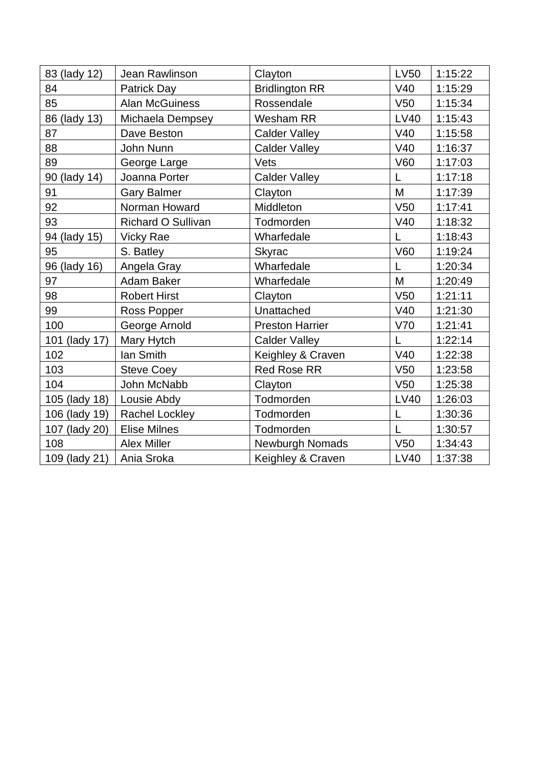| | | | | |
|---|---|---|---|---|
| 83 (lady 12) | Jean Rawlinson | Clayton | LV50 | 1:15:22 |
| 84 | Patrick Day | Bridlington RR | V40 | 1:15:29 |
| 85 | Alan McGuiness | Rossendale | V50 | 1:15:34 |
| 86 (lady 13) | Michaela Dempsey | Wesham RR | LV40 | 1:15:43 |
| 87 | Dave Beston | Calder Valley | V40 | 1:15:58 |
| 88 | John Nunn | Calder Valley | V40 | 1:16:37 |
| 89 | George Large | Vets | V60 | 1:17:03 |
| 90 (lady 14) | Joanna Porter | Calder Valley | L | 1:17:18 |
| 91 | Gary Balmer | Clayton | M | 1:17:39 |
| 92 | Norman Howard | Middleton | V50 | 1:17:41 |
| 93 | Richard O Sullivan | Todmorden | V40 | 1:18:32 |
| 94 (lady 15) | Vicky Rae | Wharfedale | L | 1:18:43 |
| 95 | S. Batley | Skyrac | V60 | 1:19:24 |
| 96 (lady 16) | Angela Gray | Wharfedale | L | 1:20:34 |
| 97 | Adam Baker | Wharfedale | M | 1:20:49 |
| 98 | Robert Hirst | Clayton | V50 | 1:21:11 |
| 99 | Ross Popper | Unattached | V40 | 1:21:30 |
| 100 | George Arnold | Preston Harrier | V70 | 1:21:41 |
| 101 (lady 17) | Mary Hytch | Calder Valley | L | 1:22:14 |
| 102 | Ian Smith | Keighley & Craven | V40 | 1:22:38 |
| 103 | Steve Coey | Red Rose RR | V50 | 1:23:58 |
| 104 | John McNabb | Clayton | V50 | 1:25:38 |
| 105 (lady 18) | Lousie Abdy | Todmorden | LV40 | 1:26:03 |
| 106 (lady 19) | Rachel Lockley | Todmorden | L | 1:30:36 |
| 107 (lady 20) | Elise Milnes | Todmorden | L | 1:30:57 |
| 108 | Alex Miller | Newburgh Nomads | V50 | 1:34:43 |
| 109 (lady 21) | Ania Sroka | Keighley & Craven | LV40 | 1:37:38 |